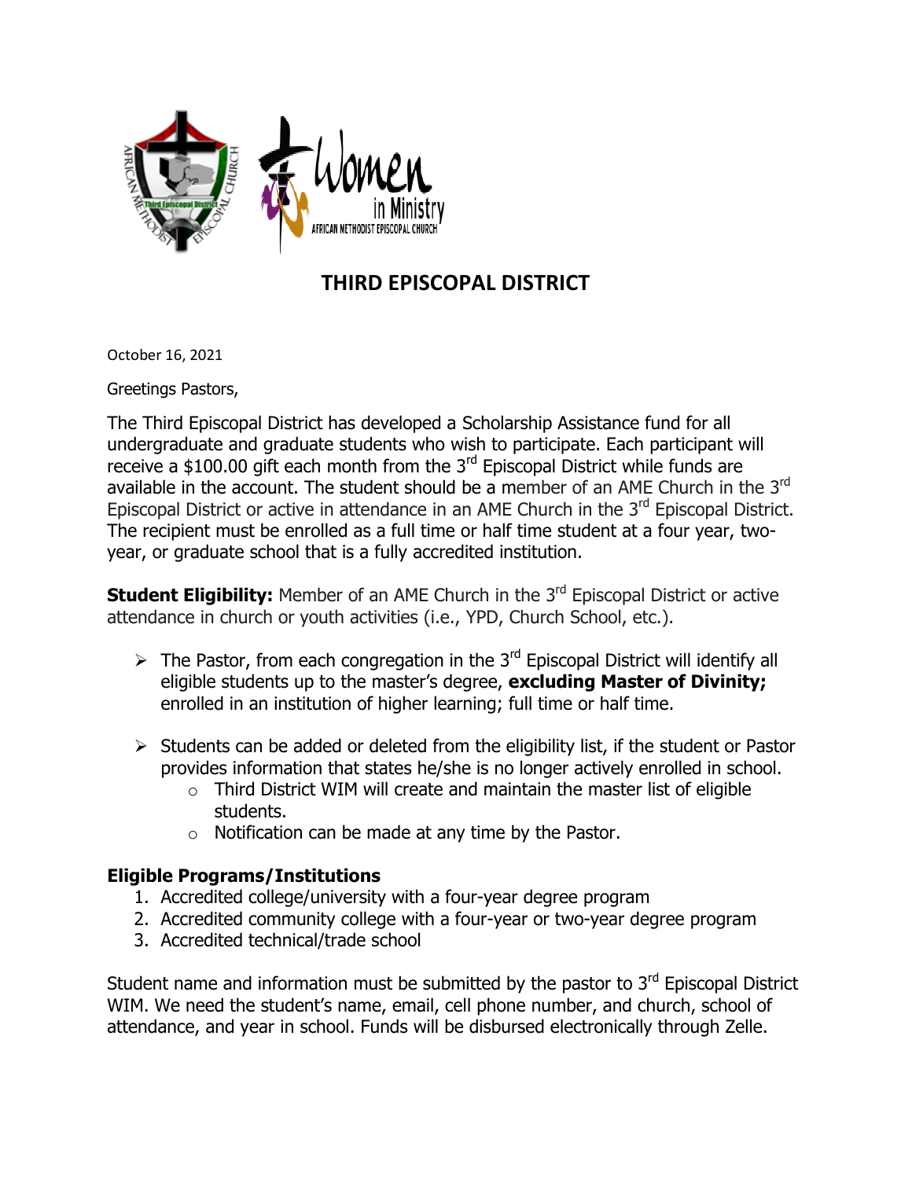# THIRD EPISCOPAL DISTRICT

October 16, 2021

Greetings Pastors,

The Third Episcopal District has developed a Scholarship Assistance fund for all undergraduate and graduate students who wish to participate. Each participant will receive a $100.00 gift each month from the 3rd Episcopal District while funds are available in the account. The student should be a member of an AME Church in the 3rd Episcopal District or active in attendance in an AME Church in the 3rd Episcopal District. The recipient must be enrolled as a full time or half time student at a four year, two-year, or graduate school that is a fully accredited institution.

**Student Eligibility:** Member of an AME Church in the 3rd Episcopal District or active attendance in church or youth activities (i.e., YPD, Church School, etc.).

- The Pastor, from each congregation in the 3rd Episcopal District will identify all eligible students up to the master's degree, **excluding Master of Divinity;** enrolled in an institution of higher learning; full time or half time.

- Students can be added or deleted from the eligibility list, if the student or Pastor provides information that states he/she is no longer actively enrolled in school.
  - Third District WIM will create and maintain the master list of eligible students.
  - Notification can be made at any time by the Pastor.

**Eligible Programs/Institutions**

1. Accredited college/university with a four-year degree program
2. Accredited community college with a four-year or two-year degree program
3. Accredited technical/trade school

Student name and information must be submitted by the pastor to 3rd Episcopal District WIM. We need the student's name, email, cell phone number, and church, school of attendance, and year in school. Funds will be disbursed electronically through Zelle.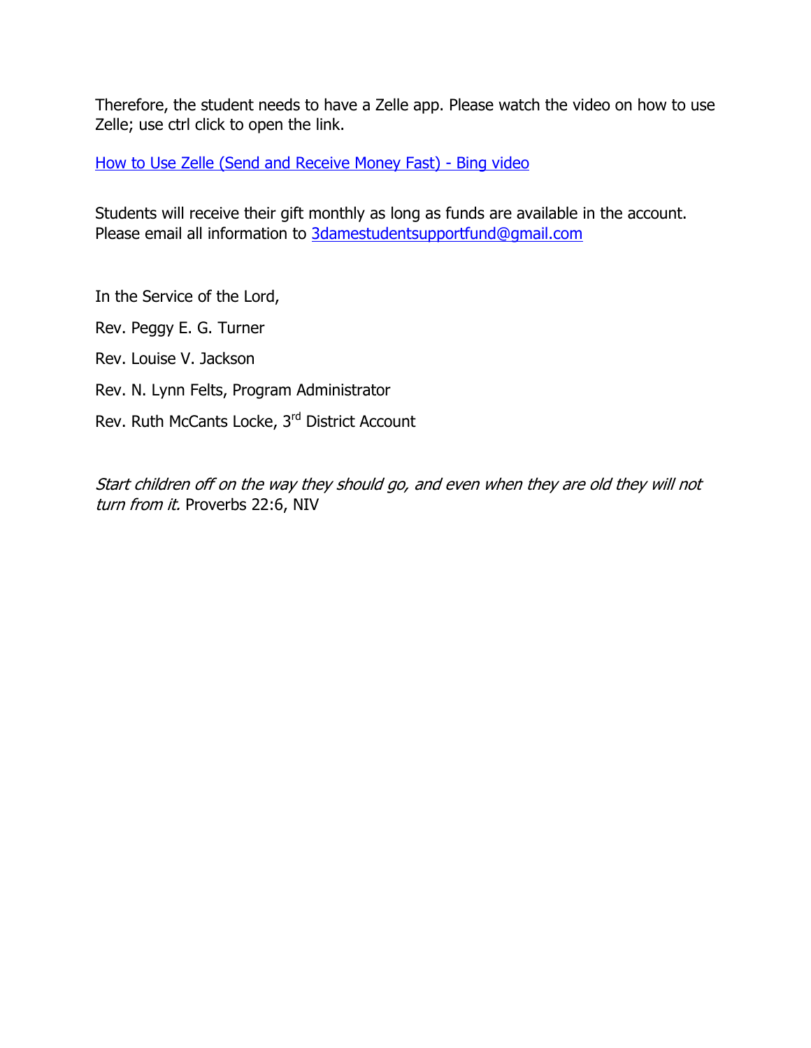Therefore, the student needs to have a Zelle app. Please watch the video on how to use Zelle; use ctrl click to open the link.

How to Use Zelle (Send and Receive Money Fast) - Bing video

Students will receive their gift monthly as long as funds are available in the account. Please email all information to 3damestudentsupportfund@gmail.com

In the Service of the Lord,

Rev. Peggy E. G. Turner

Rev. Louise V. Jackson

Rev. N. Lynn Felts, Program Administrator

Rev. Ruth McCants Locke, 3rd District Account

*Start children off on the way they should go, and even when they are old they will not turn from it.* Proverbs 22:6, NIV